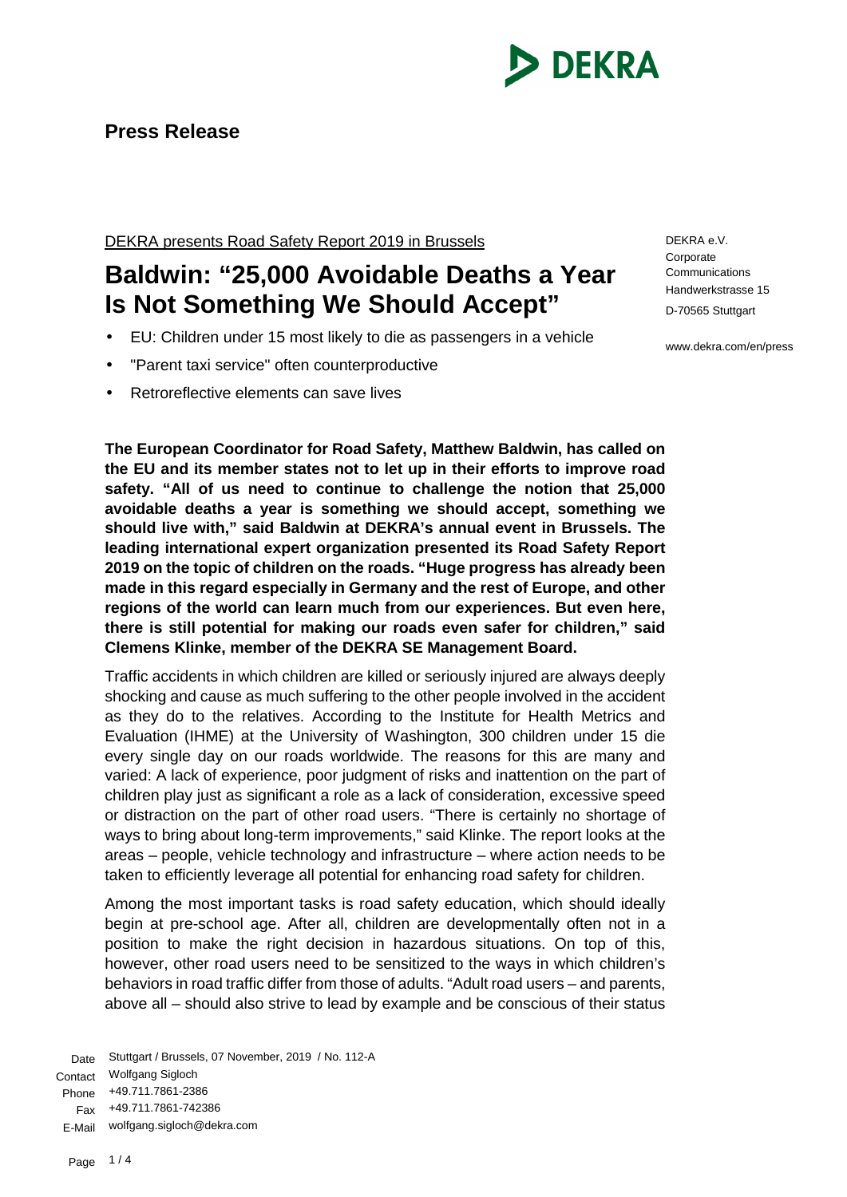# Press Release

DEKRA e.V.
Corporate Communications
Handwerkstrasse 15
D-70565 Stuttgart

www.dekra.com/en/press

DEKRA presents Road Safety Report 2019 in Brussels

## Baldwin: "25,000 Avoidable Deaths a Year Is Not Something We Should Accept"

- EU: Children under 15 most likely to die as passengers in a vehicle
- "Parent taxi service" often counterproductive
- Retroreflective elements can save lives

**The European Coordinator for Road Safety, Matthew Baldwin, has called on the EU and its member states not to let up in their efforts to improve road safety. "All of us need to continue to challenge the notion that 25,000 avoidable deaths a year is something we should accept, something we should live with," said Baldwin at DEKRA's annual event in Brussels. The leading international expert organization presented its Road Safety Report 2019 on the topic of children on the roads. "Huge progress has already been made in this regard especially in Germany and the rest of Europe, and other regions of the world can learn much from our experiences. But even here, there is still potential for making our roads even safer for children," said Clemens Klinke, member of the DEKRA SE Management Board.**

Traffic accidents in which children are killed or seriously injured are always deeply shocking and cause as much suffering to the other people involved in the accident as they do to the relatives. According to the Institute for Health Metrics and Evaluation (IHME) at the University of Washington, 300 children under 15 die every single day on our roads worldwide. The reasons for this are many and varied: A lack of experience, poor judgment of risks and inattention on the part of children play just as significant a role as a lack of consideration, excessive speed or distraction on the part of other road users. "There is certainly no shortage of ways to bring about long-term improvements," said Klinke. The report looks at the areas – people, vehicle technology and infrastructure – where action needs to be taken to efficiently leverage all potential for enhancing road safety for children.

Among the most important tasks is road safety education, which should ideally begin at pre-school age. After all, children are developmentally often not in a position to make the right decision in hazardous situations. On top of this, however, other road users need to be sensitized to the ways in which children's behaviors in road traffic differ from those of adults. "Adult road users – and parents, above all – should also strive to lead by example and be conscious of their status

Date: Stuttgart / Brussels, 07 November, 2019 / No. 112-A
Contact: Wolfgang Sigloch
Phone: +49.711.7861-2386
Fax: +49.711.7861-742386
E-Mail: wolfgang.sigloch@dekra.com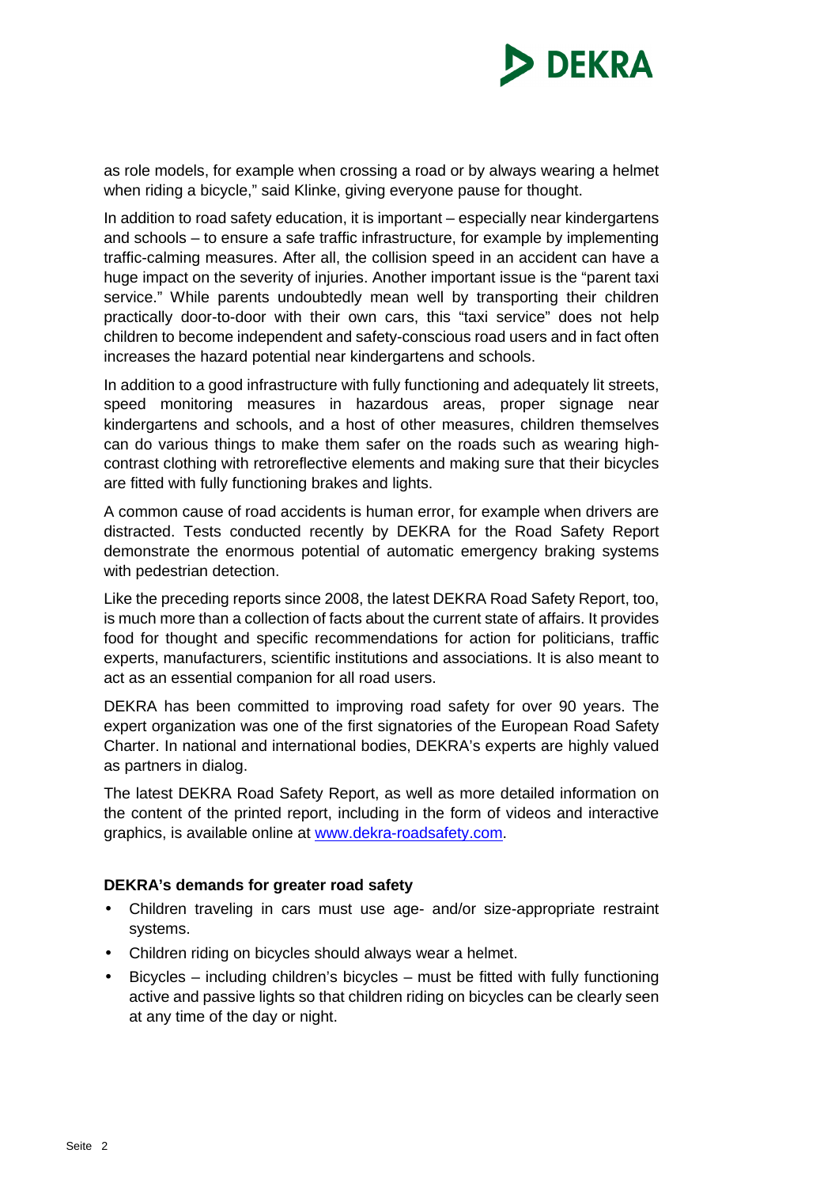as role models, for example when crossing a road or by always wearing a helmet when riding a bicycle," said Klinke, giving everyone pause for thought.

In addition to road safety education, it is important – especially near kindergartens and schools – to ensure a safe traffic infrastructure, for example by implementing traffic-calming measures. After all, the collision speed in an accident can have a huge impact on the severity of injuries. Another important issue is the "parent taxi service." While parents undoubtedly mean well by transporting their children practically door-to-door with their own cars, this "taxi service" does not help children to become independent and safety-conscious road users and in fact often increases the hazard potential near kindergartens and schools.

In addition to a good infrastructure with fully functioning and adequately lit streets, speed monitoring measures in hazardous areas, proper signage near kindergartens and schools, and a host of other measures, children themselves can do various things to make them safer on the roads such as wearing high-contrast clothing with retroreflective elements and making sure that their bicycles are fitted with fully functioning brakes and lights.

A common cause of road accidents is human error, for example when drivers are distracted. Tests conducted recently by DEKRA for the Road Safety Report demonstrate the enormous potential of automatic emergency braking systems with pedestrian detection.

Like the preceding reports since 2008, the latest DEKRA Road Safety Report, too, is much more than a collection of facts about the current state of affairs. It provides food for thought and specific recommendations for action for politicians, traffic experts, manufacturers, scientific institutions and associations. It is also meant to act as an essential companion for all road users.

DEKRA has been committed to improving road safety for over 90 years. The expert organization was one of the first signatories of the European Road Safety Charter. In national and international bodies, DEKRA's experts are highly valued as partners in dialog.

The latest DEKRA Road Safety Report, as well as more detailed information on the content of the printed report, including in the form of videos and interactive graphics, is available online at [www.dekra-roadsafety.com](http://www.dekra-roadsafety.com).

**DEKRA's demands for greater road safety**

- Children traveling in cars must use age- and/or size-appropriate restraint systems.
- Children riding on bicycles should always wear a helmet.
- Bicycles – including children's bicycles – must be fitted with fully functioning active and passive lights so that children riding on bicycles can be clearly seen at any time of the day or night.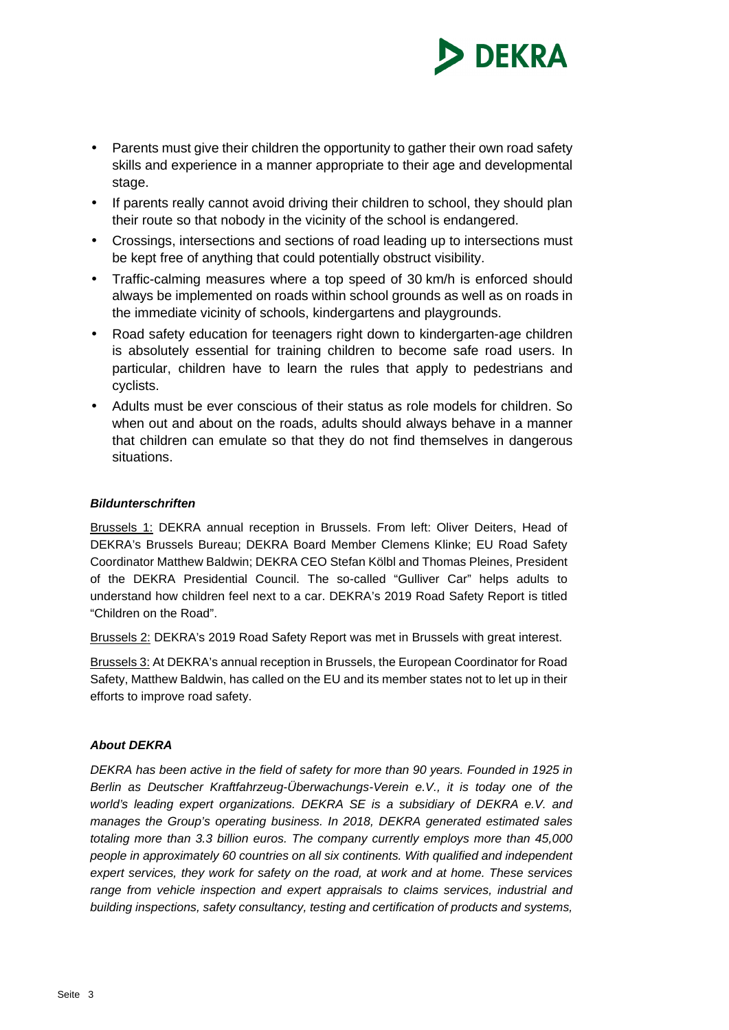- Parents must give their children the opportunity to gather their own road safety skills and experience in a manner appropriate to their age and developmental stage.
- If parents really cannot avoid driving their children to school, they should plan their route so that nobody in the vicinity of the school is endangered.
- Crossings, intersections and sections of road leading up to intersections must be kept free of anything that could potentially obstruct visibility.
- Traffic-calming measures where a top speed of 30 km/h is enforced should always be implemented on roads within school grounds as well as on roads in the immediate vicinity of schools, kindergartens and playgrounds.
- Road safety education for teenagers right down to kindergarten-age children is absolutely essential for training children to become safe road users. In particular, children have to learn the rules that apply to pedestrians and cyclists.
- Adults must be ever conscious of their status as role models for children. So when out and about on the roads, adults should always behave in a manner that children can emulate so that they do not find themselves in dangerous situations.

***Bildunterschriften***

Brussels 1: DEKRA annual reception in Brussels. From left: Oliver Deiters, Head of DEKRA's Brussels Bureau; DEKRA Board Member Clemens Klinke; EU Road Safety Coordinator Matthew Baldwin; DEKRA CEO Stefan Kölbl and Thomas Pleines, President of the DEKRA Presidential Council. The so-called "Gulliver Car" helps adults to understand how children feel next to a car. DEKRA's 2019 Road Safety Report is titled "Children on the Road".

Brussels 2: DEKRA's 2019 Road Safety Report was met in Brussels with great interest.

Brussels 3: At DEKRA's annual reception in Brussels, the European Coordinator for Road Safety, Matthew Baldwin, has called on the EU and its member states not to let up in their efforts to improve road safety.

***About DEKRA***

*DEKRA has been active in the field of safety for more than 90 years. Founded in 1925 in Berlin as Deutscher Kraftfahrzeug-Überwachungs-Verein e.V., it is today one of the world's leading expert organizations. DEKRA SE is a subsidiary of DEKRA e.V. and manages the Group's operating business. In 2018, DEKRA generated estimated sales totaling more than 3.3 billion euros. The company currently employs more than 45,000 people in approximately 60 countries on all six continents. With qualified and independent expert services, they work for safety on the road, at work and at home. These services range from vehicle inspection and expert appraisals to claims services, industrial and building inspections, safety consultancy, testing and certification of products and systems,*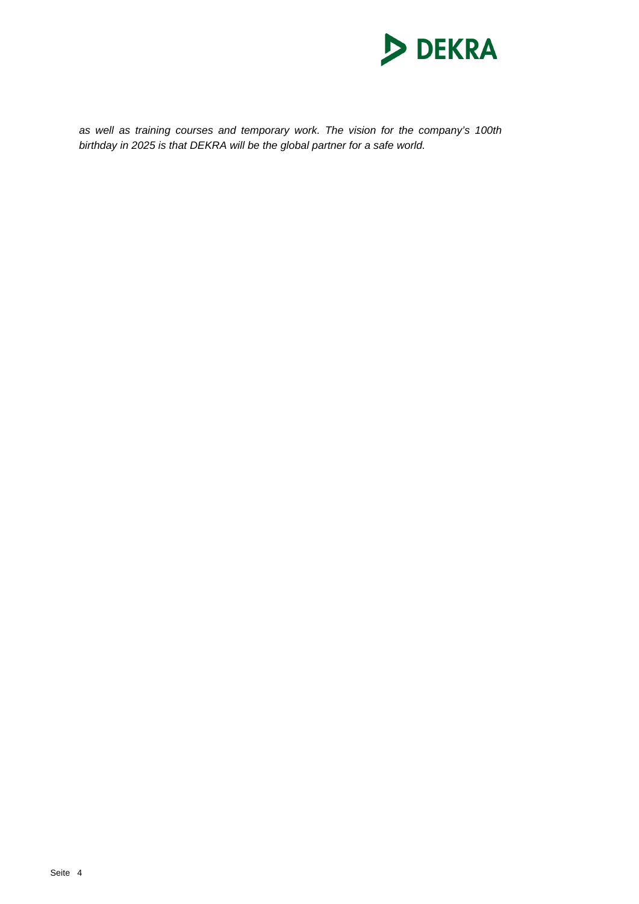*as well as training courses and temporary work. The vision for the company's 100th birthday in 2025 is that DEKRA will be the global partner for a safe world.*